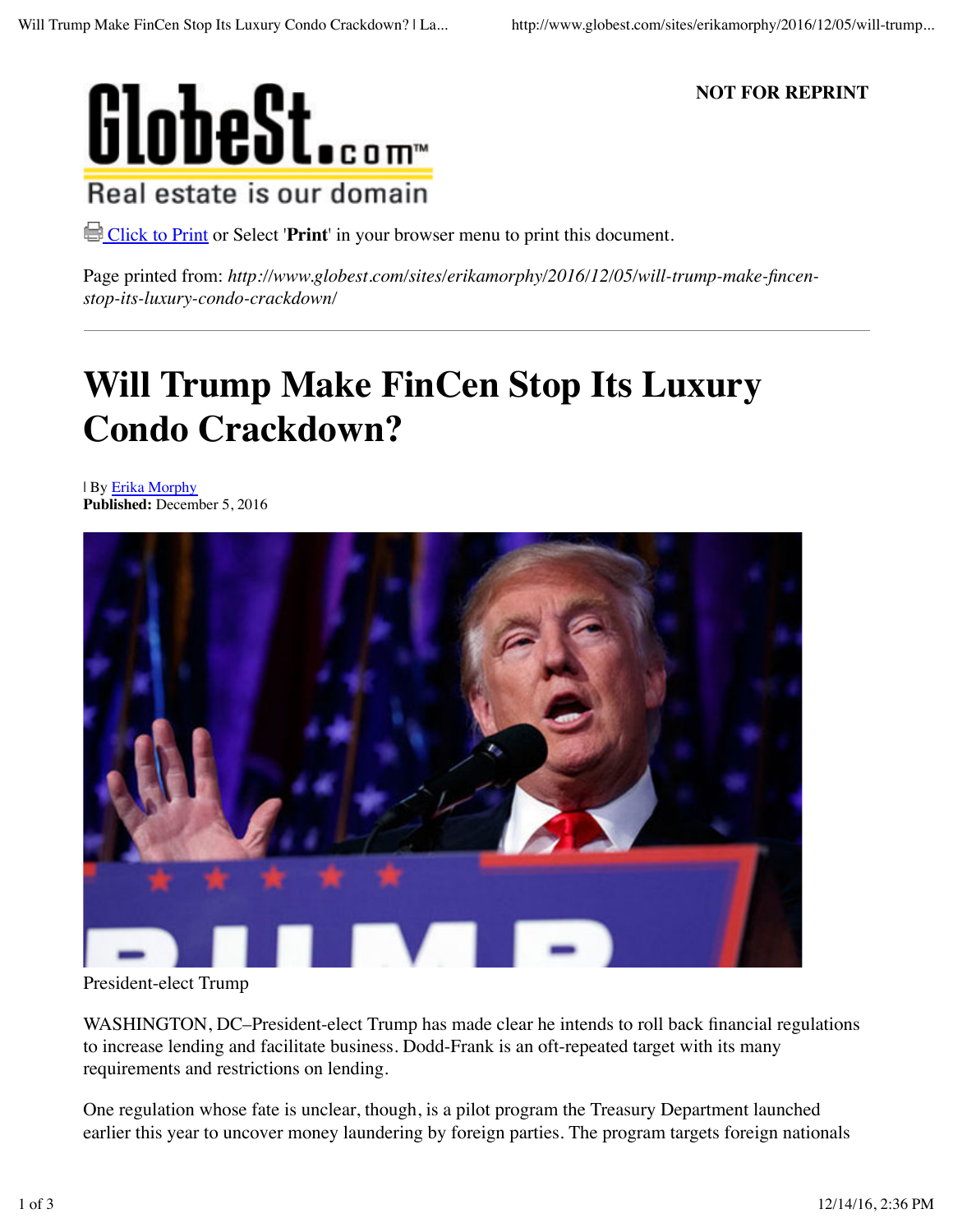NOT FOR REPRINT

[Click to Print](#) or Select '**Print**' in your browser menu to print this document.

Page printed from: *http://www.globest.com/sites/erikamorphy/2016/12/05/will-trump-make-fincen-stop-its-luxury-condo-crackdown/*

---

# Will Trump Make FinCen Stop Its Luxury Condo Crackdown?

| By [Erika Morphy](#)
**Published:** December 5, 2016

President-elect Trump

WASHINGTON, DC–President-elect Trump has made clear he intends to roll back financial regulations to increase lending and facilitate business. Dodd-Frank is an oft-repeated target with its many requirements and restrictions on lending.

One regulation whose fate is unclear, though, is a pilot program the Treasury Department launched earlier this year to uncover money laundering by foreign parties. The program targets foreign nationals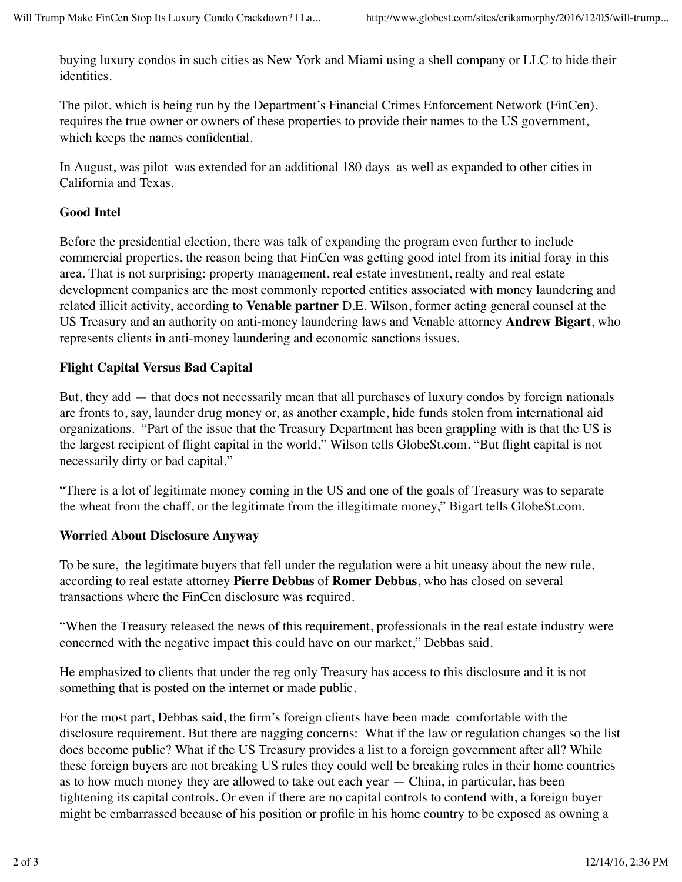buying luxury condos in such cities as New York and Miami using a shell company or LLC to hide their identities.

The pilot, which is being run by the Department's Financial Crimes Enforcement Network (FinCen), requires the true owner or owners of these properties to provide their names to the US government, which keeps the names confidential.

In August, was pilot was extended for an additional 180 days as well as expanded to other cities in California and Texas.

**Good Intel**

Before the presidential election, there was talk of expanding the program even further to include commercial properties, the reason being that FinCen was getting good intel from its initial foray in this area. That is not surprising: property management, real estate investment, realty and real estate development companies are the most commonly reported entities associated with money laundering and related illicit activity, according to **Venable partner** D.E. Wilson, former acting general counsel at the US Treasury and an authority on anti-money laundering laws and Venable attorney **Andrew Bigart**, who represents clients in anti-money laundering and economic sanctions issues.

**Flight Capital Versus Bad Capital**

But, they add — that does not necessarily mean that all purchases of luxury condos by foreign nationals are fronts to, say, launder drug money or, as another example, hide funds stolen from international aid organizations. "Part of the issue that the Treasury Department has been grappling with is that the US is the largest recipient of flight capital in the world," Wilson tells GlobeSt.com. "But flight capital is not necessarily dirty or bad capital."

"There is a lot of legitimate money coming in the US and one of the goals of Treasury was to separate the wheat from the chaff, or the legitimate from the illegitimate money," Bigart tells GlobeSt.com.

**Worried About Disclosure Anyway**

To be sure, the legitimate buyers that fell under the regulation were a bit uneasy about the new rule, according to real estate attorney **Pierre Debbas** of **Romer Debbas**, who has closed on several transactions where the FinCen disclosure was required.

"When the Treasury released the news of this requirement, professionals in the real estate industry were concerned with the negative impact this could have on our market," Debbas said.

He emphasized to clients that under the reg only Treasury has access to this disclosure and it is not something that is posted on the internet or made public.

For the most part, Debbas said, the firm's foreign clients have been made comfortable with the disclosure requirement. But there are nagging concerns: What if the law or regulation changes so the list does become public? What if the US Treasury provides a list to a foreign government after all? While these foreign buyers are not breaking US rules they could well be breaking rules in their home countries as to how much money they are allowed to take out each year — China, in particular, has been tightening its capital controls. Or even if there are no capital controls to contend with, a foreign buyer might be embarrassed because of his position or profile in his home country to be exposed as owning a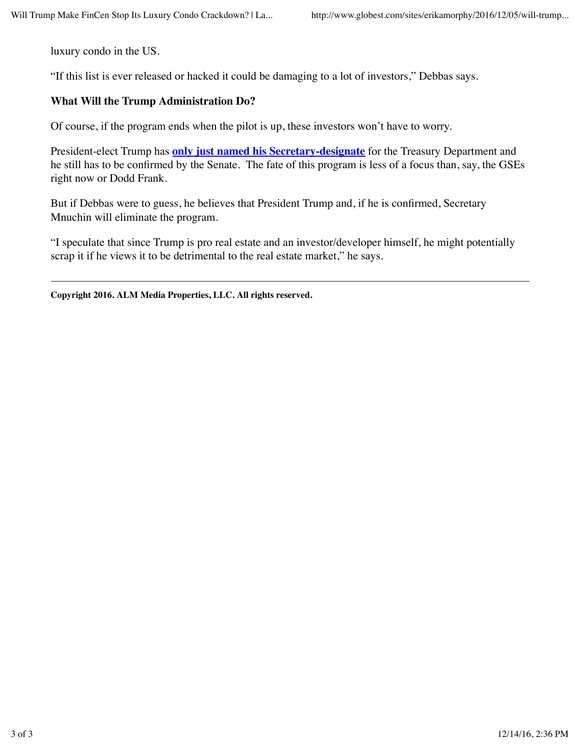luxury condo in the US.

"If this list is ever released or hacked it could be damaging to a lot of investors," Debbas says.

**What Will the Trump Administration Do?**

Of course, if the program ends when the pilot is up, these investors won't have to worry.

President-elect Trump has **only just named his Secretary-designate** for the Treasury Department and he still has to be confirmed by the Senate. The fate of this program is less of a focus than, say, the GSEs right now or Dodd Frank.

But if Debbas were to guess, he believes that President Trump and, if he is confirmed, Secretary Mnuchin will eliminate the program.

"I speculate that since Trump is pro real estate and an investor/developer himself, he might potentially scrap it if he views it to be detrimental to the real estate market," he says.

---

**Copyright 2016. ALM Media Properties, LLC. All rights reserved.**